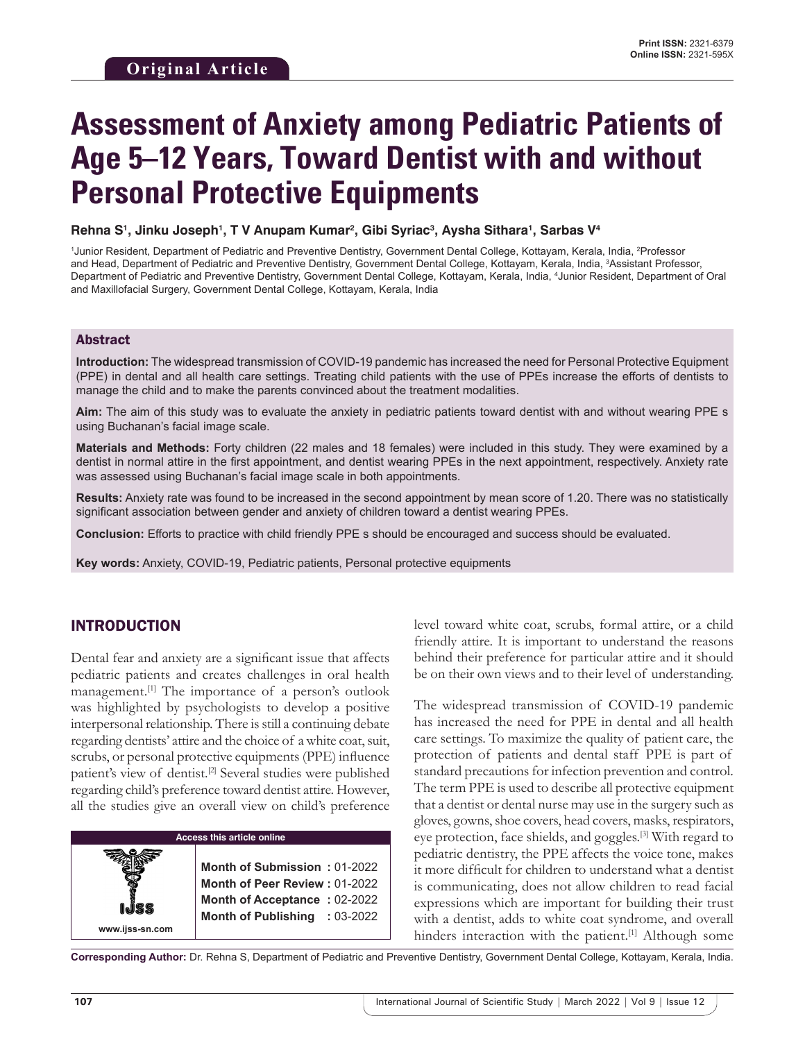**Original Article**

Print ISSN: 2321-6379
Online ISSN: 2321-595X

# Assessment of Anxiety among Pediatric Patients of Age 5–12 Years, Toward Dentist with and without Personal Protective Equipments

**Rehna S[1], Jinku Joseph[1], T V Anupam Kumar[2], Gibi Syriac[3], Aysha Sithara[1], Sarbas V[4]**

[1]Junior Resident, Department of Pediatric and Preventive Dentistry, Government Dental College, Kottayam, Kerala, India, [2]Professor and Head, Department of Pediatric and Preventive Dentistry, Government Dental College, Kottayam, Kerala, India, [3]Assistant Professor, Department of Pediatric and Preventive Dentistry, Government Dental College, Kottayam, Kerala, India, [4]Junior Resident, Department of Oral and Maxillofacial Surgery, Government Dental College, Kottayam, Kerala, India

## Abstract

**Introduction:** The widespread transmission of COVID-19 pandemic has increased the need for Personal Protective Equipment (PPE) in dental and all health care settings. Treating child patients with the use of PPEs increase the efforts of dentists to manage the child and to make the parents convinced about the treatment modalities.

**Aim:** The aim of this study was to evaluate the anxiety in pediatric patients toward dentist with and without wearing PPE s using Buchanan's facial image scale.

**Materials and Methods:** Forty children (22 males and 18 females) were included in this study. They were examined by a dentist in normal attire in the first appointment, and dentist wearing PPEs in the next appointment, respectively. Anxiety rate was assessed using Buchanan's facial image scale in both appointments.

**Results:** Anxiety rate was found to be increased in the second appointment by mean score of 1.20. There was no statistically significant association between gender and anxiety of children toward a dentist wearing PPEs.

**Conclusion:** Efforts to practice with child friendly PPE s should be encouraged and success should be evaluated.

**Key words:** Anxiety, COVID-19, Pediatric patients, Personal protective equipments

## INTRODUCTION

Dental fear and anxiety are a significant issue that affects pediatric patients and creates challenges in oral health management.[1] The importance of a person's outlook was highlighted by psychologists to develop a positive interpersonal relationship. There is still a continuing debate regarding dentists' attire and the choice of a white coat, suit, scrubs, or personal protective equipments (PPE) influence patient's view of dentist.[2] Several studies were published regarding child's preference toward dentist attire. However, all the studies give an overall view on child's preference level toward white coat, scrubs, formal attire, or a child friendly attire. It is important to understand the reasons behind their preference for particular attire and it should be on their own views and to their level of understanding.

| Access this article online | |
|---|---|
| www.ijss-sn.com | **Month of Submission :** 01-2022<br>**Month of Peer Review :** 01-2022<br>**Month of Acceptance :** 02-2022<br>**Month of Publishing :** 03-2022 |

The widespread transmission of COVID-19 pandemic has increased the need for PPE in dental and all health care settings. To maximize the quality of patient care, the protection of patients and dental staff PPE is part of standard precautions for infection prevention and control. The term PPE is used to describe all protective equipment that a dentist or dental nurse may use in the surgery such as gloves, gowns, shoe covers, head covers, masks, respirators, eye protection, face shields, and goggles.[3] With regard to pediatric dentistry, the PPE affects the voice tone, makes it more difficult for children to understand what a dentist is communicating, does not allow children to read facial expressions which are important for building their trust with a dentist, adds to white coat syndrome, and overall hinders interaction with the patient.[1] Although some

**Corresponding Author:** Dr. Rehna S, Department of Pediatric and Preventive Dentistry, Government Dental College, Kottayam, Kerala, India.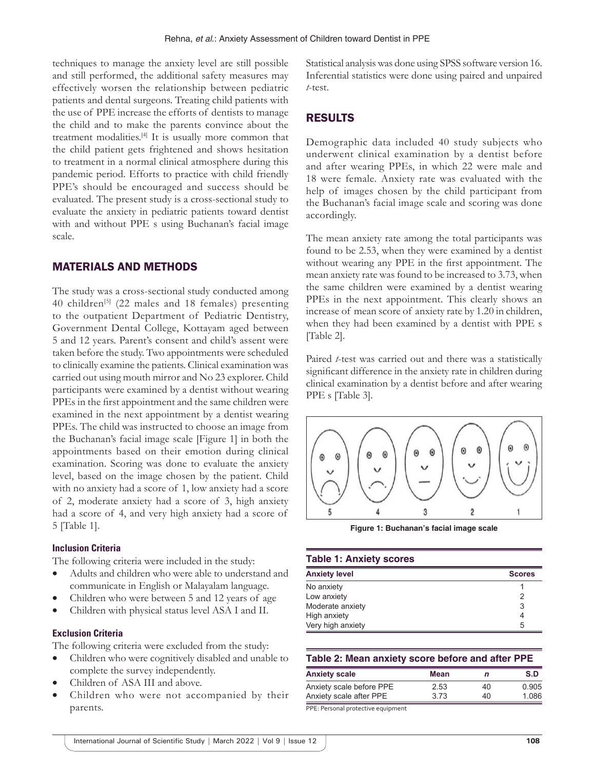techniques to manage the anxiety level are still possible and still performed, the additional safety measures may effectively worsen the relationship between pediatric patients and dental surgeons. Treating child patients with the use of PPE increase the efforts of dentists to manage the child and to make the parents convince about the treatment modalities.[4] It is usually more common that the child patient gets frightened and shows hesitation to treatment in a normal clinical atmosphere during this pandemic period. Efforts to practice with child friendly PPE's should be encouraged and success should be evaluated. The present study is a cross-sectional study to evaluate the anxiety in pediatric patients toward dentist with and without PPE s using Buchanan's facial image scale.

## MATERIALS AND METHODS

The study was a cross-sectional study conducted among 40 children[5] (22 males and 18 females) presenting to the outpatient Department of Pediatric Dentistry, Government Dental College, Kottayam aged between 5 and 12 years. Parent's consent and child's assent were taken before the study. Two appointments were scheduled to clinically examine the patients. Clinical examination was carried out using mouth mirror and No 23 explorer. Child participants were examined by a dentist without wearing PPEs in the first appointment and the same children were examined in the next appointment by a dentist wearing PPEs. The child was instructed to choose an image from the Buchanan's facial image scale [Figure 1] in both the appointments based on their emotion during clinical examination. Scoring was done to evaluate the anxiety level, based on the image chosen by the patient. Child with no anxiety had a score of 1, low anxiety had a score of 2, moderate anxiety had a score of 3, high anxiety had a score of 4, and very high anxiety had a score of 5 [Table 1].

### Inclusion Criteria

The following criteria were included in the study:

- Adults and children who were able to understand and communicate in English or Malayalam language.
- Children who were between 5 and 12 years of age
- Children with physical status level ASA I and II.

### Exclusion Criteria

The following criteria were excluded from the study:

- Children who were cognitively disabled and unable to complete the survey independently.
- Children of ASA III and above.
- Children who were not accompanied by their parents.

Statistical analysis was done using SPSS software version 16. Inferential statistics were done using paired and unpaired *t*-test.

## RESULTS

Demographic data included 40 study subjects who underwent clinical examination by a dentist before and after wearing PPEs, in which 22 were male and 18 were female. Anxiety rate was evaluated with the help of images chosen by the child participant from the Buchanan's facial image scale and scoring was done accordingly.

The mean anxiety rate among the total participants was found to be 2.53, when they were examined by a dentist without wearing any PPE in the first appointment. The mean anxiety rate was found to be increased to 3.73, when the same children were examined by a dentist wearing PPEs in the next appointment. This clearly shows an increase of mean score of anxiety rate by 1.20 in children, when they had been examined by a dentist with PPE s [Table 2].

Paired *t*-test was carried out and there was a statistically significant difference in the anxiety rate in children during clinical examination by a dentist before and after wearing PPE s [Table 3].

Figure 1: Buchanan's facial image scale

**Table 1: Anxiety scores**

| Anxiety level | Scores |
|---|---|
| No anxiety | 1 |
| Low anxiety | 2 |
| Moderate anxiety | 3 |
| High anxiety | 4 |
| Very high anxiety | 5 |

**Table 2: Mean anxiety score before and after PPE**

| Anxiety scale | Mean | *n* | S.D |
|---|---|---|---|
| Anxiety scale before PPE | 2.53 | 40 | 0.905 |
| Anxiety scale after PPE | 3.73 | 40 | 1.086 |

PPE: Personal protective equipment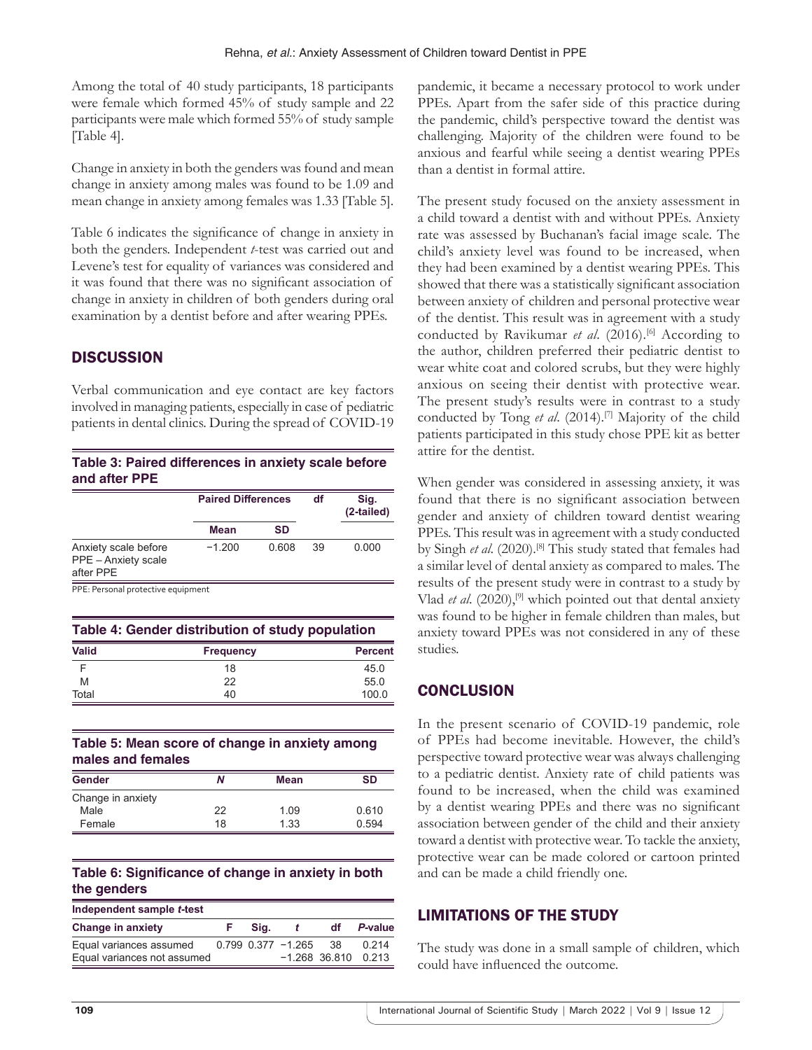Among the total of 40 study participants, 18 participants were female which formed 45% of study sample and 22 participants were male which formed 55% of study sample [Table 4].

Change in anxiety in both the genders was found and mean change in anxiety among males was found to be 1.09 and mean change in anxiety among females was 1.33 [Table 5].

Table 6 indicates the significance of change in anxiety in both the genders. Independent *t*-test was carried out and Levene's test for equality of variances was considered and it was found that there was no significant association of change in anxiety in children of both genders during oral examination by a dentist before and after wearing PPEs.

## DISCUSSION

Verbal communication and eye contact are key factors involved in managing patients, especially in case of pediatric patients in dental clinics. During the spread of COVID-19 pandemic, it became a necessary protocol to work under PPEs. Apart from the safer side of this practice during the pandemic, child's perspective toward the dentist was challenging. Majority of the children were found to be anxious and fearful while seeing a dentist wearing PPEs than a dentist in formal attire.

**Table 3: Paired differences in anxiety scale before and after PPE**

| | Paired Differences | | df | Sig. (2-tailed) |
|---|---|---|---|---|
| | Mean | SD | | |
| Anxiety scale before PPE – Anxiety scale after PPE | −1.200 | 0.608 | 39 | 0.000 |

PPE: Personal protective equipment

**Table 4: Gender distribution of study population**

| Valid | Frequency | Percent |
|---|---|---|
| F | 18 | 45.0 |
| M | 22 | 55.0 |
| Total | 40 | 100.0 |

**Table 5: Mean score of change in anxiety among males and females**

| Gender | *N* | Mean | SD |
|---|---|---|---|
| Change in anxiety | | | |
| Male | 22 | 1.09 | 0.610 |
| Female | 18 | 1.33 | 0.594 |

**Table 6: Significance of change in anxiety in both the genders**

| Independent sample *t*-test | | | | | |
|---|---|---|---|---|---|
| Change in anxiety | F | Sig. | *t* | df | *P*-value |
| Equal variances assumed | 0.799 | 0.377 | −1.265 | 38 | 0.214 |
| Equal variances not assumed | | | −1.268 | 36.810 | 0.213 |

The present study focused on the anxiety assessment in a child toward a dentist with and without PPEs. Anxiety rate was assessed by Buchanan's facial image scale. The child's anxiety level was found to be increased, when they had been examined by a dentist wearing PPEs. This showed that there was a statistically significant association between anxiety of children and personal protective wear of the dentist. This result was in agreement with a study conducted by Ravikumar *et al*. (2016).[6] According to the author, children preferred their pediatric dentist to wear white coat and colored scrubs, but they were highly anxious on seeing their dentist with protective wear. The present study's results were in contrast to a study conducted by Tong *et al*. (2014).[7] Majority of the child patients participated in this study chose PPE kit as better attire for the dentist.

When gender was considered in assessing anxiety, it was found that there is no significant association between gender and anxiety of children toward dentist wearing PPEs. This result was in agreement with a study conducted by Singh *et al.* (2020).[8] This study stated that females had a similar level of dental anxiety as compared to males. The results of the present study were in contrast to a study by Vlad *et al*. (2020),[9] which pointed out that dental anxiety was found to be higher in female children than males, but anxiety toward PPEs was not considered in any of these studies.

## CONCLUSION

In the present scenario of COVID-19 pandemic, role of PPEs had become inevitable. However, the child's perspective toward protective wear was always challenging to a pediatric dentist. Anxiety rate of child patients was found to be increased, when the child was examined by a dentist wearing PPEs and there was no significant association between gender of the child and their anxiety toward a dentist with protective wear. To tackle the anxiety, protective wear can be made colored or cartoon printed and can be made a child friendly one.

## LIMITATIONS OF THE STUDY

The study was done in a small sample of children, which could have influenced the outcome.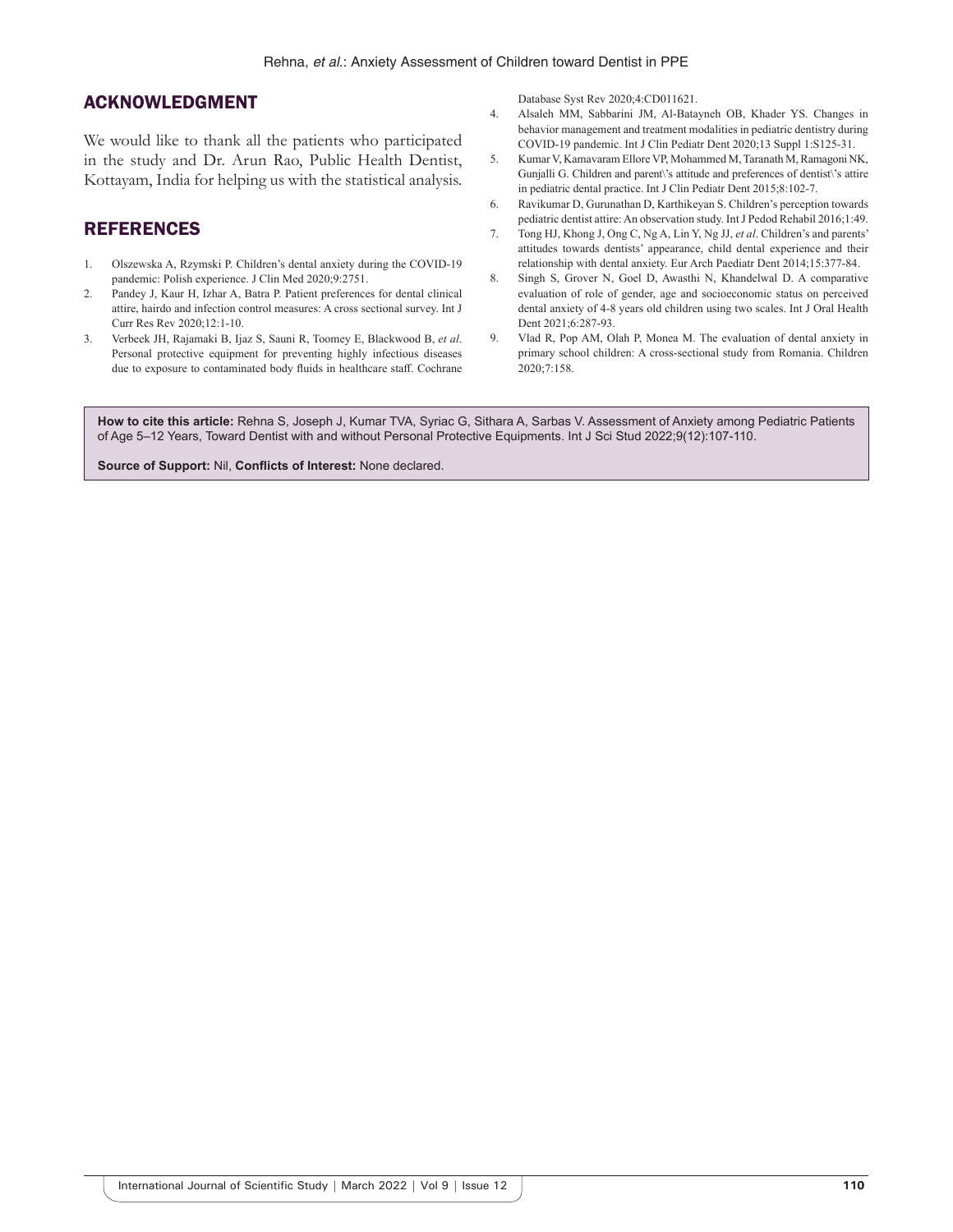## ACKNOWLEDGMENT

We would like to thank all the patients who participated in the study and Dr. Arun Rao, Public Health Dentist, Kottayam, India for helping us with the statistical analysis.

## REFERENCES

1. Olszewska A, Rzymski P. Children's dental anxiety during the COVID-19 pandemic: Polish experience. J Clin Med 2020;9:2751.
2. Pandey J, Kaur H, Izhar A, Batra P. Patient preferences for dental clinical attire, hairdo and infection control measures: A cross sectional survey. Int J Curr Res Rev 2020;12:1-10.
3. Verbeek JH, Rajamaki B, Ijaz S, Sauni R, Toomey E, Blackwood B, *et al*. Personal protective equipment for preventing highly infectious diseases due to exposure to contaminated body fluids in healthcare staff. Cochrane Database Syst Rev 2020;4:CD011621.
4. Alsaleh MM, Sabbarini JM, Al-Batayneh OB, Khader YS. Changes in behavior management and treatment modalities in pediatric dentistry during COVID-19 pandemic. Int J Clin Pediatr Dent 2020;13 Suppl 1:S125-31.
5. Kumar V, Kamavaram Ellore VP, Mohammed M, Taranath M, Ramagoni NK, Gunjalli G. Children and parent\'s attitude and preferences of dentist\'s attire in pediatric dental practice. Int J Clin Pediatr Dent 2015;8:102-7.
6. Ravikumar D, Gurunathan D, Karthikeyan S. Children's perception towards pediatric dentist attire: An observation study. Int J Pedod Rehabil 2016;1:49.
7. Tong HJ, Khong J, Ong C, Ng A, Lin Y, Ng JJ, *et al*. Children's and parents' attitudes towards dentists' appearance, child dental experience and their relationship with dental anxiety. Eur Arch Paediatr Dent 2014;15:377-84.
8. Singh S, Grover N, Goel D, Awasthi N, Khandelwal D. A comparative evaluation of role of gender, age and socioeconomic status on perceived dental anxiety of 4-8 years old children using two scales. Int J Oral Health Dent 2021;6:287-93.
9. Vlad R, Pop AM, Olah P, Monea M. The evaluation of dental anxiety in primary school children: A cross-sectional study from Romania. Children 2020;7:158.

**How to cite this article:** Rehna S, Joseph J, Kumar TVA, Syriac G, Sithara A, Sarbas V. Assessment of Anxiety among Pediatric Patients of Age 5–12 Years, Toward Dentist with and without Personal Protective Equipments. Int J Sci Stud 2022;9(12):107-110.

**Source of Support:** Nil, **Conflicts of Interest:** None declared.